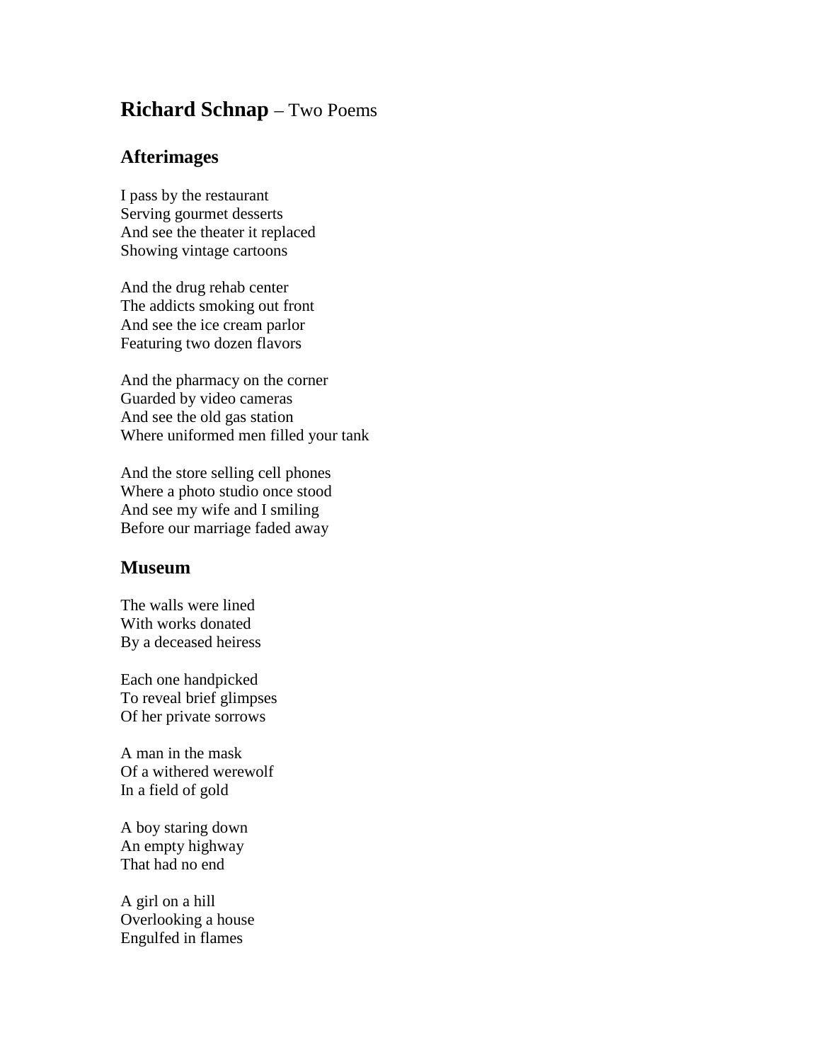# **Richard Schnap** – Two Poems

## Afterimages

I pass by the restaurant
Serving gourmet desserts
And see the theater it replaced
Showing vintage cartoons

And the drug rehab center
The addicts smoking out front
And see the ice cream parlor
Featuring two dozen flavors

And the pharmacy on the corner
Guarded by video cameras
And see the old gas station
Where uniformed men filled your tank

And the store selling cell phones
Where a photo studio once stood
And see my wife and I smiling
Before our marriage faded away

## Museum

The walls were lined
With works donated
By a deceased heiress

Each one handpicked
To reveal brief glimpses
Of her private sorrows

A man in the mask
Of a withered werewolf
In a field of gold

A boy staring down
An empty highway
That had no end

A girl on a hill
Overlooking a house
Engulfed in flames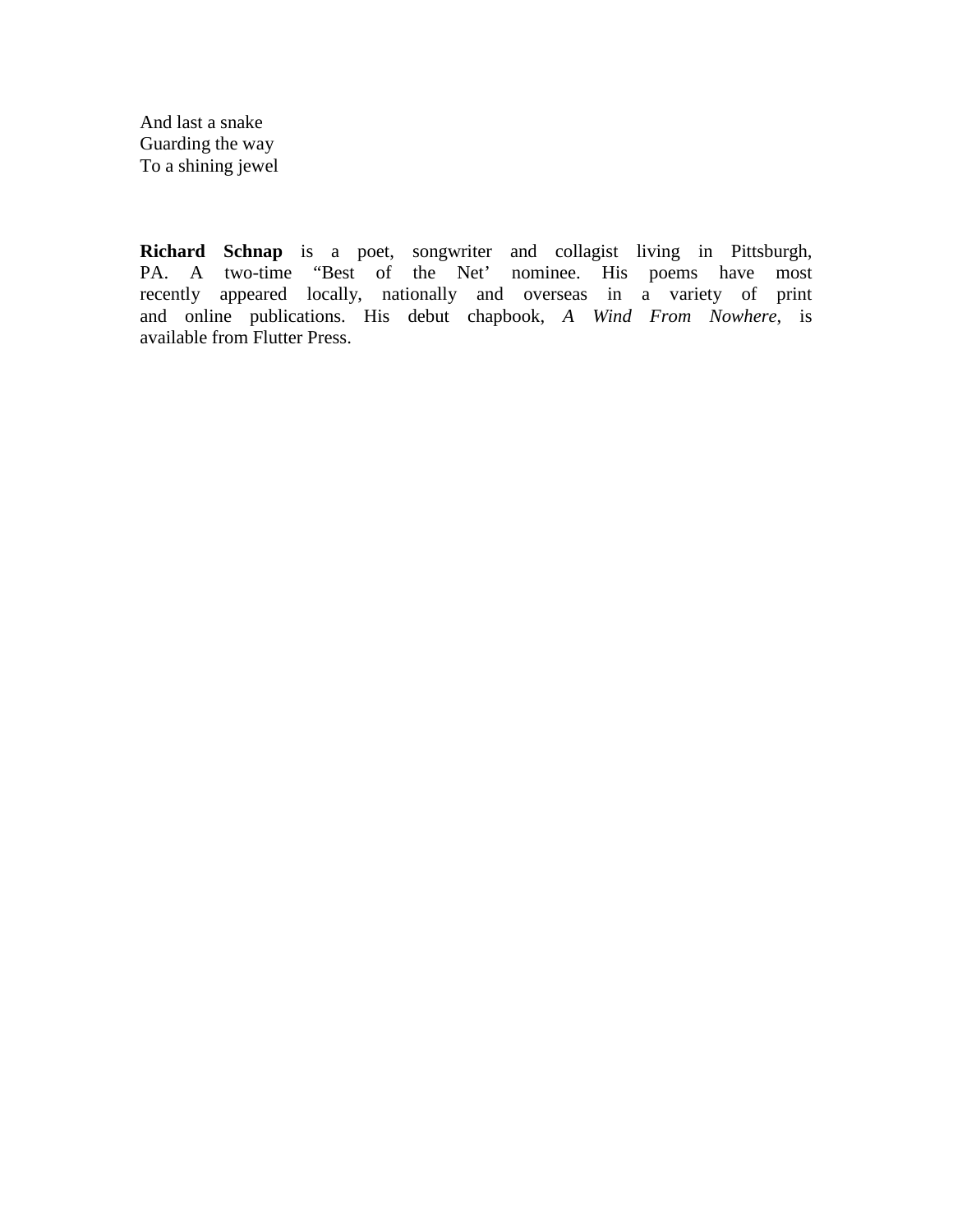And last a snake  
Guarding the way  
To a shining jewel

**Richard Schnap** is a poet, songwriter and collagist living in Pittsburgh, PA. A two-time "Best of the Net' nominee. His poems have most recently appeared locally, nationally and overseas in a variety of print and online publications. His debut chapbook, *A Wind From Nowhere*, is available from Flutter Press.